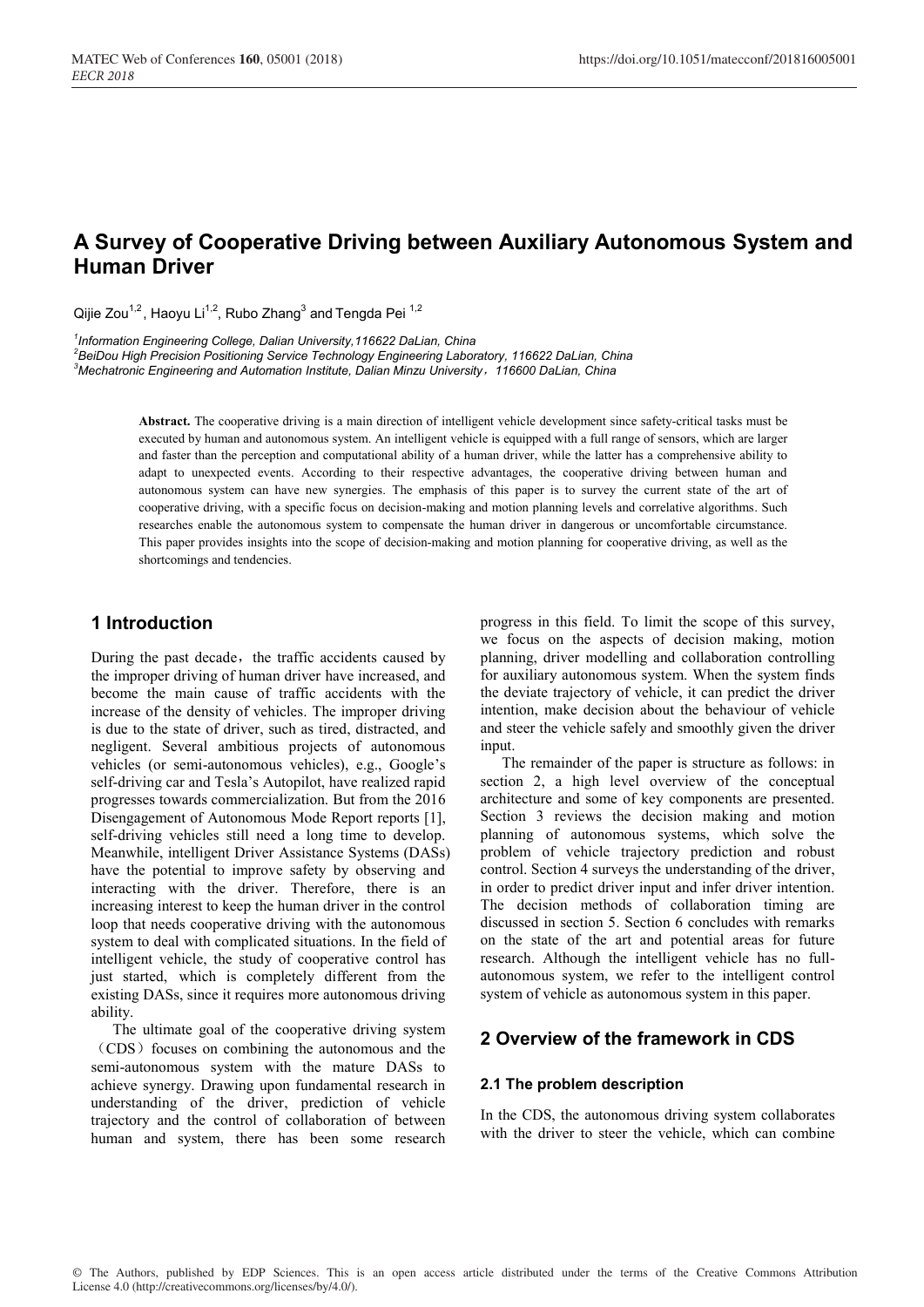# A Survey of Cooperative Driving between Auxiliary Autonomous System and Human Driver

Qijie Zou[1,2], Haoyu Li[1,2], Rubo Zhang[3] and Tengda Pei [1,2]

[1]*Information Engineering College, Dalian University,116622 DaLian, China*
[2]*BeiDou High Precision Positioning Service Technology Engineering Laboratory, 116622 DaLian, China*
[3]*Mechatronic Engineering and Automation Institute, Dalian Minzu University，116600 DaLian, China*

**Abstract.** The cooperative driving is a main direction of intelligent vehicle development since safety-critical tasks must be executed by human and autonomous system. An intelligent vehicle is equipped with a full range of sensors, which are larger and faster than the perception and computational ability of a human driver, while the latter has a comprehensive ability to adapt to unexpected events. According to their respective advantages, the cooperative driving between human and autonomous system can have new synergies. The emphasis of this paper is to survey the current state of the art of cooperative driving, with a specific focus on decision-making and motion planning levels and correlative algorithms. Such researches enable the autonomous system to compensate the human driver in dangerous or uncomfortable circumstance. This paper provides insights into the scope of decision-making and motion planning for cooperative driving, as well as the shortcomings and tendencies.

## 1 Introduction

During the past decade，the traffic accidents caused by the improper driving of human driver have increased, and become the main cause of traffic accidents with the increase of the density of vehicles. The improper driving is due to the state of driver, such as tired, distracted, and negligent. Several ambitious projects of autonomous vehicles (or semi-autonomous vehicles), e.g., Google's self-driving car and Tesla's Autopilot, have realized rapid progresses towards commercialization. But from the 2016 Disengagement of Autonomous Mode Report reports [1], self-driving vehicles still need a long time to develop. Meanwhile, intelligent Driver Assistance Systems (DASs) have the potential to improve safety by observing and interacting with the driver. Therefore, there is an increasing interest to keep the human driver in the control loop that needs cooperative driving with the autonomous system to deal with complicated situations. In the field of intelligent vehicle, the study of cooperative control has just started, which is completely different from the existing DASs, since it requires more autonomous driving ability.

The ultimate goal of the cooperative driving system（CDS）focuses on combining the autonomous and the semi-autonomous system with the mature DASs to achieve synergy. Drawing upon fundamental research in understanding of the driver, prediction of vehicle trajectory and the control of collaboration of between human and system, there has been some research progress in this field. To limit the scope of this survey, we focus on the aspects of decision making, motion planning, driver modelling and collaboration controlling for auxiliary autonomous system. When the system finds the deviate trajectory of vehicle, it can predict the driver intention, make decision about the behaviour of vehicle and steer the vehicle safely and smoothly given the driver input.

The remainder of the paper is structure as follows: in section 2, a high level overview of the conceptual architecture and some of key components are presented. Section 3 reviews the decision making and motion planning of autonomous systems, which solve the problem of vehicle trajectory prediction and robust control. Section 4 surveys the understanding of the driver, in order to predict driver input and infer driver intention. The decision methods of collaboration timing are discussed in section 5. Section 6 concludes with remarks on the state of the art and potential areas for future research. Although the intelligent vehicle has no full-autonomous system, we refer to the intelligent control system of vehicle as autonomous system in this paper.

## 2 Overview of the framework in CDS

### 2.1 The problem description

In the CDS, the autonomous driving system collaborates with the driver to steer the vehicle, which can combine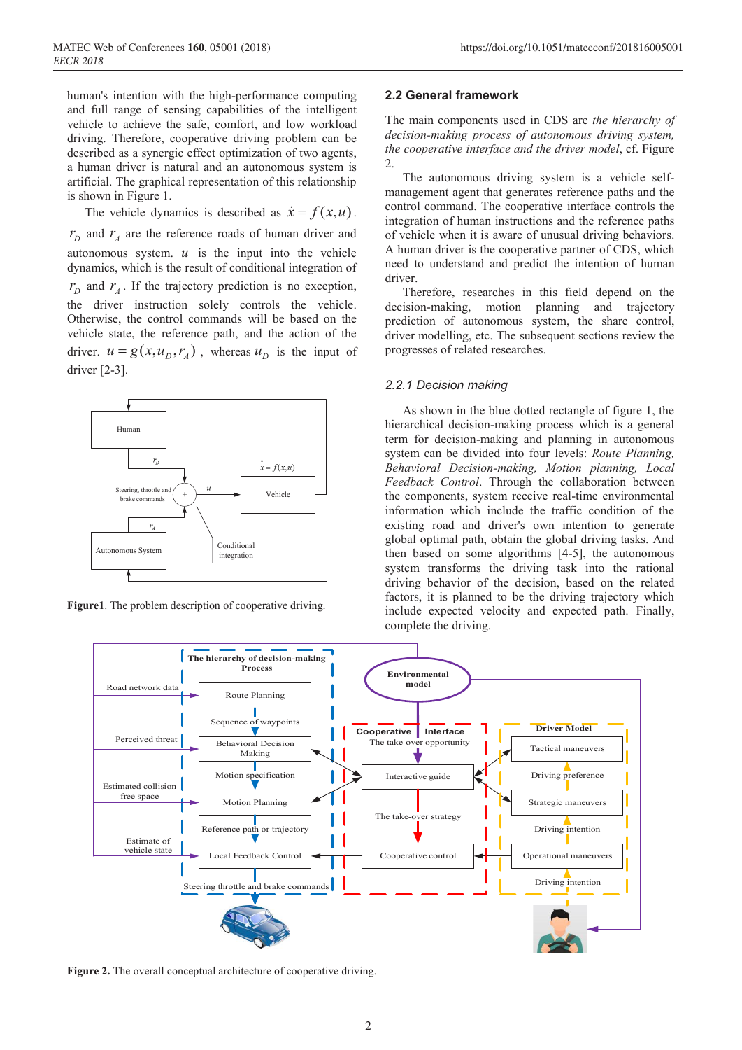human's intention with the high-performance computing and full range of sensing capabilities of the intelligent vehicle to achieve the safe, comfort, and low workload driving. Therefore, cooperative driving problem can be described as a synergic effect optimization of two agents, a human driver is natural and an autonomous system is artificial. The graphical representation of this relationship is shown in Figure 1.

The vehicle dynamics is described as $\dot{x} = f(x,u)$. $r_D$ and $r_A$ are the reference roads of human driver and autonomous system. $u$ is the input into the vehicle dynamics, which is the result of conditional integration of $r_D$ and $r_A$. If the trajectory prediction is no exception, the driver instruction solely controls the vehicle. Otherwise, the control commands will be based on the vehicle state, the reference path, and the action of the driver. $u = g(x, u_D, r_A)$, whereas $u_D$ is the input of driver [2-3].

**Figure1**. The problem description of cooperative driving.

## 2.2 General framework

The main components used in CDS are *the hierarchy of decision-making process of autonomous driving system, the cooperative interface and the driver model*, cf. Figure 2.

The autonomous driving system is a vehicle self-management agent that generates reference paths and the control command. The cooperative interface controls the integration of human instructions and the reference paths of vehicle when it is aware of unusual driving behaviors. A human driver is the cooperative partner of CDS, which need to understand and predict the intention of human driver.

Therefore, researches in this field depend on the decision-making, motion planning and trajectory prediction of autonomous system, the share control, driver modelling, etc. The subsequent sections review the progresses of related researches.

### 2.2.1 Decision making

As shown in the blue dotted rectangle of figure 1, the hierarchical decision-making process which is a general term for decision-making and planning in autonomous system can be divided into four levels: *Route Planning, Behavioral Decision-Making, Motion planning, Local Feedback Control*. Through the collaboration between the components, system receive real-time environmental information which include the traffic condition of the existing road and driver's own intention to generate global optimal path, obtain the global driving tasks. And then based on some algorithms [4-5], the autonomous system transforms the driving task into the rational driving behavior of the decision, based on the related factors, it is planned to be the driving trajectory which include expected velocity and expected path. Finally, complete the driving.

**Figure 2.** The overall conceptual architecture of cooperative driving.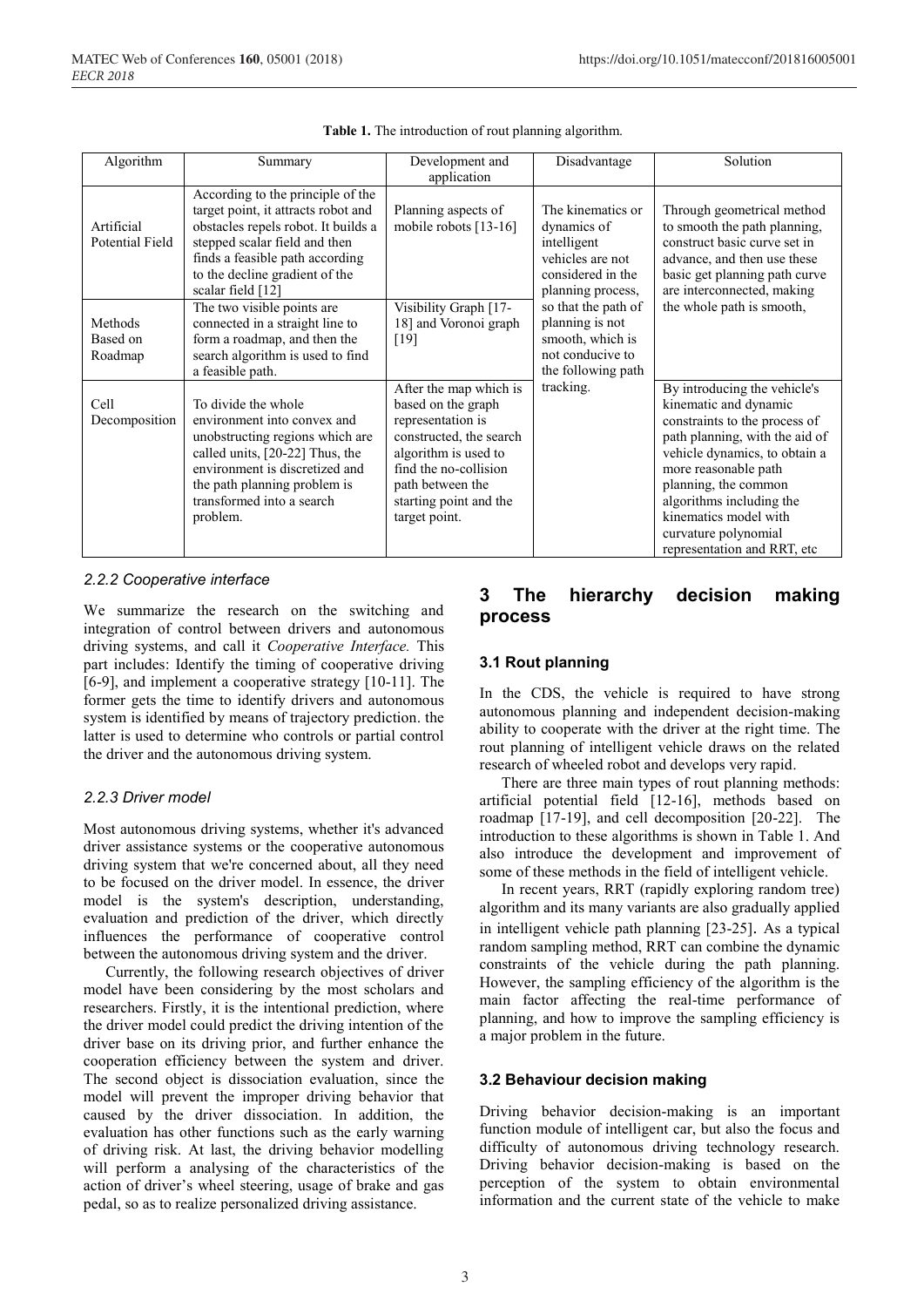**Table 1.** The introduction of rout planning algorithm.

| Algorithm | Summary | Development and application | Disadvantage | Solution |
| --- | --- | --- | --- | --- |
| Artificial Potential Field | According to the principle of the target point, it attracts robot and obstacles repels robot. It builds a stepped scalar field and then finds a feasible path according to the decline gradient of the scalar field [12] | Planning aspects of mobile robots [13-16] | The kinematics or dynamics of intelligent vehicles are not considered in the planning process, so that the path of planning is not smooth, which is not conducive to the following path tracking. | Through geometrical method to smooth the path planning, construct basic curve set in advance, and then use these basic get planning path curve are interconnected, making the whole path is smooth, |
| Methods Based on Roadmap | The two visible points are connected in a straight line to form a roadmap, and then the search algorithm is used to find a feasible path. | Visibility Graph [17-18] and Voronoi graph [19] | | |
| Cell Decomposition | To divide the whole environment into convex and unobstructing regions which are called units, [20-22] Thus, the environment is discretized and the path planning problem is transformed into a search problem. | After the map which is based on the graph representation is constructed, the search algorithm is used to find the no-collision path between the starting point and the target point. | | By introducing the vehicle's kinematic and dynamic constraints to the process of path planning, with the aid of vehicle dynamics, to obtain a more reasonable path planning, the common algorithms including the kinematics model with curvature polynomial representation and RRT, etc |

### *2.2.2 Cooperative interface*

We summarize the research on the switching and integration of control between drivers and autonomous driving systems, and call it *Cooperative Interface.* This part includes: Identify the timing of cooperative driving [6-9], and implement a cooperative strategy [10-11]. The former gets the time to identify drivers and autonomous system is identified by means of trajectory prediction. the latter is used to determine who controls or partial control the driver and the autonomous driving system.

### *2.2.3 Driver model*

Most autonomous driving systems, whether it's advanced driver assistance systems or the cooperative autonomous driving system that we're concerned about, all they need to be focused on the driver model. In essence, the driver model is the system's description, understanding, evaluation and prediction of the driver, which directly influences the performance of cooperative control between the autonomous driving system and the driver.

Currently, the following research objectives of driver model have been considering by the most scholars and researchers. Firstly, it is the intentional prediction, where the driver model could predict the driving intention of the driver base on its driving prior, and further enhance the cooperation efficiency between the system and driver. The second object is dissociation evaluation, since the model will prevent the improper driving behavior that caused by the driver dissociation. In addition, the evaluation has other functions such as the early warning of driving risk. At last, the driving behavior modelling will perform a analysing of the characteristics of the action of driver's wheel steering, usage of brake and gas pedal, so as to realize personalized driving assistance.

## 3 The hierarchy decision making process

### 3.1 Rout planning

In the CDS, the vehicle is required to have strong autonomous planning and independent decision-making ability to cooperate with the driver at the right time. The rout planning of intelligent vehicle draws on the related research of wheeled robot and develops very rapid.

There are three main types of rout planning methods: artificial potential field [12-16], methods based on roadmap [17-19], and cell decomposition [20-22]. The introduction to these algorithms is shown in Table 1. And also introduce the development and improvement of some of these methods in the field of intelligent vehicle.

In recent years, RRT (rapidly exploring random tree) algorithm and its many variants are also gradually applied in intelligent vehicle path planning [23-25]. As a typical random sampling method, RRT can combine the dynamic constraints of the vehicle during the path planning. However, the sampling efficiency of the algorithm is the main factor affecting the real-time performance of planning, and how to improve the sampling efficiency is a major problem in the future.

### 3.2 Behaviour decision making

Driving behavior decision-making is an important function module of intelligent car, but also the focus and difficulty of autonomous driving technology research. Driving behavior decision-making is based on the perception of the system to obtain environmental information and the current state of the vehicle to make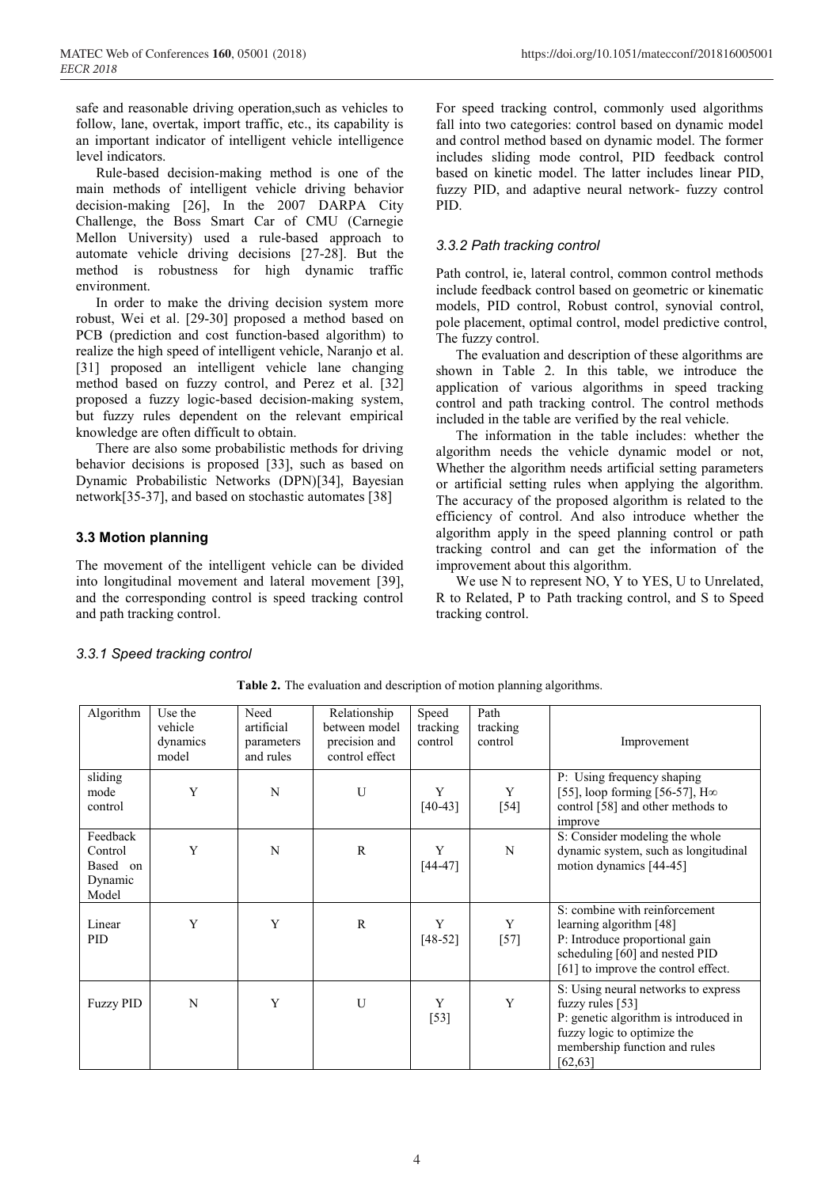safe and reasonable driving operation,such as vehicles to follow, lane, overtak, import traffic, etc., its capability is an important indicator of intelligent vehicle intelligence level indicators.

Rule-based decision-making method is one of the main methods of intelligent vehicle driving behavior decision-making [26], In the 2007 DARPA City Challenge, the Boss Smart Car of CMU (Carnegie Mellon University) used a rule-based approach to automate vehicle driving decisions [27-28]. But the method is robustness for high dynamic traffic environment.

In order to make the driving decision system more robust, Wei et al. [29-30] proposed a method based on PCB (prediction and cost function-based algorithm) to realize the high speed of intelligent vehicle, Naranjo et al. [31] proposed an intelligent vehicle lane changing method based on fuzzy control, and Perez et al. [32] proposed a fuzzy logic-based decision-making system, but fuzzy rules dependent on the relevant empirical knowledge are often difficult to obtain.

There are also some probabilistic methods for driving behavior decisions is proposed [33], such as based on Dynamic Probabilistic Networks (DPN)[34], Bayesian network[35-37], and based on stochastic automates [38]

### 3.3 Motion planning

The movement of the intelligent vehicle can be divided into longitudinal movement and lateral movement [39], and the corresponding control is speed tracking control and path tracking control.

#### *3.3.1 Speed tracking control*

For speed tracking control, commonly used algorithms fall into two categories: control based on dynamic model and control method based on dynamic model. The former includes sliding mode control, PID feedback control based on kinetic model. The latter includes linear PID, fuzzy PID, and adaptive neural network- fuzzy control PID.

#### *3.3.2 Path tracking control*

Path control, ie, lateral control, common control methods include feedback control based on geometric or kinematic models, PID control, Robust control, synovial control, pole placement, optimal control, model predictive control, The fuzzy control.

The evaluation and description of these algorithms are shown in Table 2. In this table, we introduce the application of various algorithms in speed tracking control and path tracking control. The control methods included in the table are verified by the real vehicle.

The information in the table includes: whether the algorithm needs the vehicle dynamic model or not, Whether the algorithm needs artificial setting parameters or artificial setting rules when applying the algorithm. The accuracy of the proposed algorithm is related to the efficiency of control. And also introduce whether the algorithm apply in the speed planning control or path tracking control and can get the information of the improvement about this algorithm.

We use N to represent NO, Y to YES, U to Unrelated, R to Related, P to Path tracking control, and S to Speed tracking control.

**Table 2.** The evaluation and description of motion planning algorithms.

| Algorithm | Use the vehicle dynamics model | Need artificial parameters and rules | Relationship between model precision and control effect | Speed tracking control | Path tracking control | Improvement |
|---|---|---|---|---|---|---|
| sliding mode control | Y | N | U | Y [40-43] | Y [54] | P: Using frequency shaping [55], loop forming [56-57], H∞ control [58] and other methods to improve |
| Feedback Control Based on Dynamic Model | Y | N | R | Y [44-47] | N | S: Consider modeling the whole dynamic system, such as longitudinal motion dynamics [44-45] |
| Linear PID | Y | Y | R | Y [48-52] | Y [57] | S: combine with reinforcement learning algorithm [48] P: Introduce proportional gain scheduling [60] and nested PID [61] to improve the control effect. |
| Fuzzy PID | N | Y | U | Y [53] | Y | S: Using neural networks to express fuzzy rules [53] P: genetic algorithm is introduced in fuzzy logic to optimize the membership function and rules [62,63] |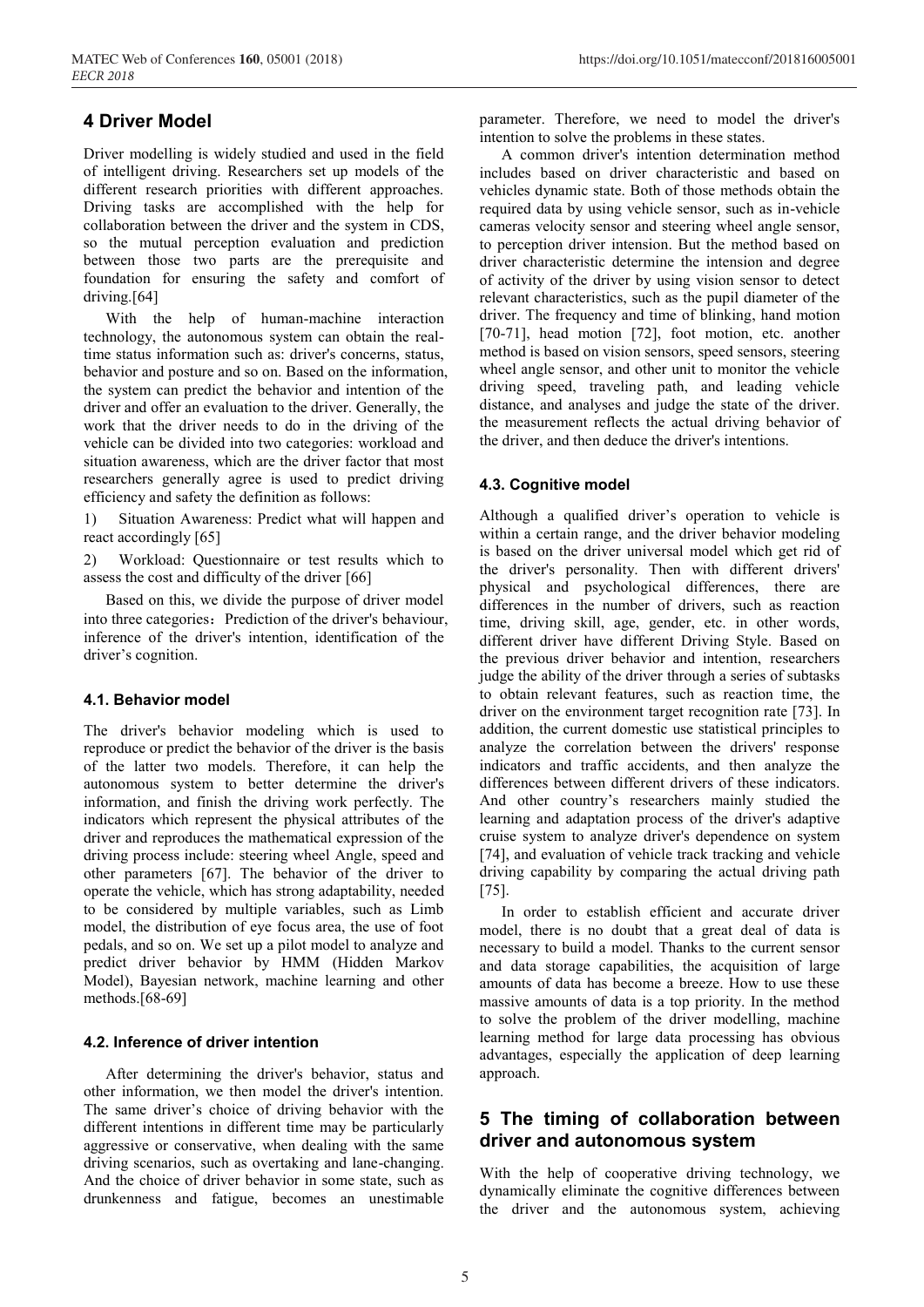## 4 Driver Model

Driver modelling is widely studied and used in the field of intelligent driving. Researchers set up models of the different research priorities with different approaches. Driving tasks are accomplished with the help for collaboration between the driver and the system in CDS, so the mutual perception evaluation and prediction between those two parts are the prerequisite and foundation for ensuring the safety and comfort of driving.[64]

With the help of human-machine interaction technology, the autonomous system can obtain the real-time status information such as: driver's concerns, status, behavior and posture and so on. Based on the information, the system can predict the behavior and intention of the driver and offer an evaluation to the driver. Generally, the work that the driver needs to do in the driving of the vehicle can be divided into two categories: workload and situation awareness, which are the driver factor that most researchers generally agree is used to predict driving efficiency and safety the definition as follows:

1) Situation Awareness: Predict what will happen and react accordingly [65]

2) Workload: Questionnaire or test results which to assess the cost and difficulty of the driver [66]

Based on this, we divide the purpose of driver model into three categories：Prediction of the driver's behaviour, inference of the driver's intention, identification of the driver's cognition.

### 4.1. Behavior model

The driver's behavior modeling which is used to reproduce or predict the behavior of the driver is the basis of the latter two models. Therefore, it can help the autonomous system to better determine the driver's information, and finish the driving work perfectly. The indicators which represent the physical attributes of the driver and reproduces the mathematical expression of the driving process include: steering wheel Angle, speed and other parameters [67]. The behavior of the driver to operate the vehicle, which has strong adaptability, needed to be considered by multiple variables, such as Limb model, the distribution of eye focus area, the use of foot pedals, and so on. We set up a pilot model to analyze and predict driver behavior by HMM (Hidden Markov Model), Bayesian network, machine learning and other methods.[68-69]

### 4.2. Inference of driver intention

After determining the driver's behavior, status and other information, we then model the driver's intention. The same driver's choice of driving behavior with the different intentions in different time may be particularly aggressive or conservative, when dealing with the same driving scenarios, such as overtaking and lane-changing. And the choice of driver behavior in some state, such as drunkenness and fatigue, becomes an unestimable parameter. Therefore, we need to model the driver's intention to solve the problems in these states.

A common driver's intention determination method includes based on driver characteristic and based on vehicles dynamic state. Both of those methods obtain the required data by using vehicle sensor, such as in-vehicle cameras velocity sensor and steering wheel angle sensor, to perception driver intension. But the method based on driver characteristic determine the intension and degree of activity of the driver by using vision sensor to detect relevant characteristics, such as the pupil diameter of the driver. The frequency and time of blinking, hand motion [70-71], head motion [72], foot motion, etc. another method is based on vision sensors, speed sensors, steering wheel angle sensor, and other unit to monitor the vehicle driving speed, traveling path, and leading vehicle distance, and analyses and judge the state of the driver. the measurement reflects the actual driving behavior of the driver, and then deduce the driver's intentions.

### 4.3. Cognitive model

Although a qualified driver's operation to vehicle is within a certain range, and the driver behavior modeling is based on the driver universal model which get rid of the driver's personality. Then with different drivers' physical and psychological differences, there are differences in the number of drivers, such as reaction time, driving skill, age, gender, etc. in other words, different driver have different Driving Style. Based on the previous driver behavior and intention, researchers judge the ability of the driver through a series of subtasks to obtain relevant features, such as reaction time, the driver on the environment target recognition rate [73]. In addition, the current domestic use statistical principles to analyze the correlation between the drivers' response indicators and traffic accidents, and then analyze the differences between different drivers of these indicators. And other country's researchers mainly studied the learning and adaptation process of the driver's adaptive cruise system to analyze driver's dependence on system [74], and evaluation of vehicle track tracking and vehicle driving capability by comparing the actual driving path [75].

In order to establish efficient and accurate driver model, there is no doubt that a great deal of data is necessary to build a model. Thanks to the current sensor and data storage capabilities, the acquisition of large amounts of data has become a breeze. How to use these massive amounts of data is a top priority. In the method to solve the problem of the driver modelling, machine learning method for large data processing has obvious advantages, especially the application of deep learning approach.

## 5 The timing of collaboration between driver and autonomous system

With the help of cooperative driving technology, we dynamically eliminate the cognitive differences between the driver and the autonomous system, achieving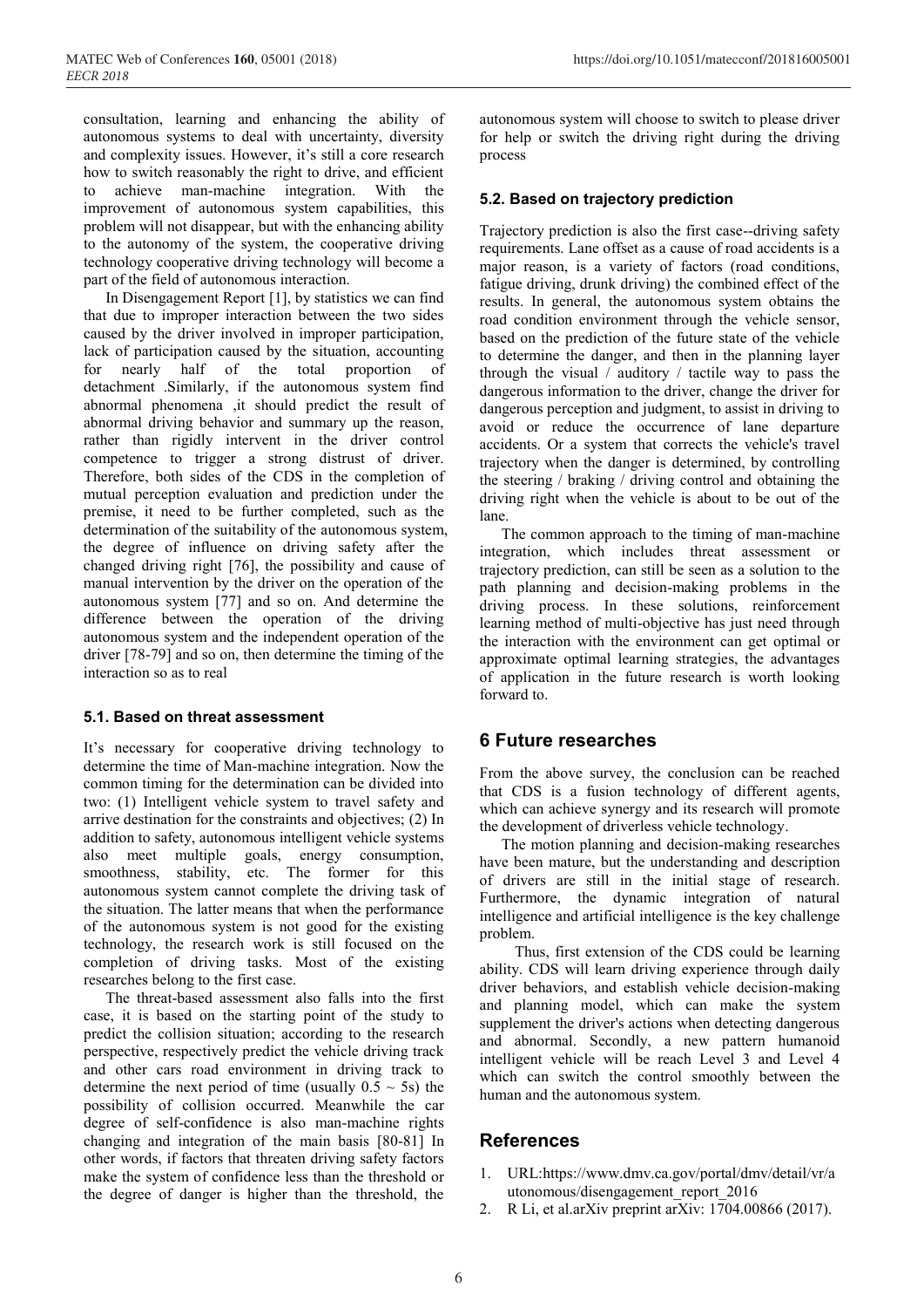consultation, learning and enhancing the ability of autonomous systems to deal with uncertainty, diversity and complexity issues. However, it's still a core research how to switch reasonably the right to drive, and efficient to achieve man-machine integration. With the improvement of autonomous system capabilities, this problem will not disappear, but with the enhancing ability to the autonomy of the system, the cooperative driving technology cooperative driving technology will become a part of the field of autonomous interaction.

In Disengagement Report [1], by statistics we can find that due to improper interaction between the two sides caused by the driver involved in improper participation, lack of participation caused by the situation, accounting for nearly half of the total proportion of detachment .Similarly, if the autonomous system find abnormal phenomena ,it should predict the result of abnormal driving behavior and summary up the reason, rather than rigidly intervent in the driver control competence to trigger a strong distrust of driver. Therefore, both sides of the CDS in the completion of mutual perception evaluation and prediction under the premise, it need to be further completed, such as the determination of the suitability of the autonomous system, the degree of influence on driving safety after the changed driving right [76], the possibility and cause of manual intervention by the driver on the operation of the autonomous system [77] and so on. And determine the difference between the operation of the driving autonomous system and the independent operation of the driver [78-79] and so on, then determine the timing of the interaction so as to real

### 5.1. Based on threat assessment

It's necessary for cooperative driving technology to determine the time of Man-machine integration. Now the common timing for the determination can be divided into two: (1) Intelligent vehicle system to travel safety and arrive destination for the constraints and objectives; (2) In addition to safety, autonomous intelligent vehicle systems also meet multiple goals, energy consumption, smoothness, stability, etc. The former for this autonomous system cannot complete the driving task of the situation. The latter means that when the performance of the autonomous system is not good for the existing technology, the research work is still focused on the completion of driving tasks. Most of the existing researches belong to the first case.

The threat-based assessment also falls into the first case, it is based on the starting point of the study to predict the collision situation; according to the research perspective, respectively predict the vehicle driving track and other cars road environment in driving track to determine the next period of time (usually $0.5 \sim 5$s) the possibility of collision occurred. Meanwhile the car degree of self-confidence is also man-machine rights changing and integration of the main basis [80-81] In other words, if factors that threaten driving safety factors make the system of confidence less than the threshold or the degree of danger is higher than the threshold, the autonomous system will choose to switch to please driver for help or switch the driving right during the driving process

### 5.2. Based on trajectory prediction

Trajectory prediction is also the first case--driving safety requirements. Lane offset as a cause of road accidents is a major reason, is a variety of factors (road conditions, fatigue driving, drunk driving) the combined effect of the results. In general, the autonomous system obtains the road condition environment through the vehicle sensor, based on the prediction of the future state of the vehicle to determine the danger, and then in the planning layer through the visual / auditory / tactile way to pass the dangerous information to the driver, change the driver for dangerous perception and judgment, to assist in driving to avoid or reduce the occurrence of lane departure accidents. Or a system that corrects the vehicle's travel trajectory when the danger is determined, by controlling the steering / braking / driving control and obtaining the driving right when the vehicle is about to be out of the lane.

The common approach to the timing of man-machine integration, which includes threat assessment or trajectory prediction, can still be seen as a solution to the path planning and decision-making problems in the driving process. In these solutions, reinforcement learning method of multi-objective has just need through the interaction with the environment can get optimal or approximate optimal learning strategies, the advantages of application in the future research is worth looking forward to.

## 6 Future researches

From the above survey, the conclusion can be reached that CDS is a fusion technology of different agents, which can achieve synergy and its research will promote the development of driverless vehicle technology.

The motion planning and decision-making researches have been mature, but the understanding and description of drivers are still in the initial stage of research. Furthermore, the dynamic integration of natural intelligence and artificial intelligence is the key challenge problem.

Thus, first extension of the CDS could be learning ability. CDS will learn driving experience through daily driver behaviors, and establish vehicle decision-making and planning model, which can make the system supplement the driver's actions when detecting dangerous and abnormal. Secondly, a new pattern humanoid intelligent vehicle will be reach Level 3 and Level 4 which can switch the control smoothly between the human and the autonomous system.

## References

1. URL:https://www.dmv.ca.gov/portal/dmv/detail/vr/autonomous/disengagement_report_2016
2. R Li, et al.arXiv preprint arXiv: 1704.00866 (2017).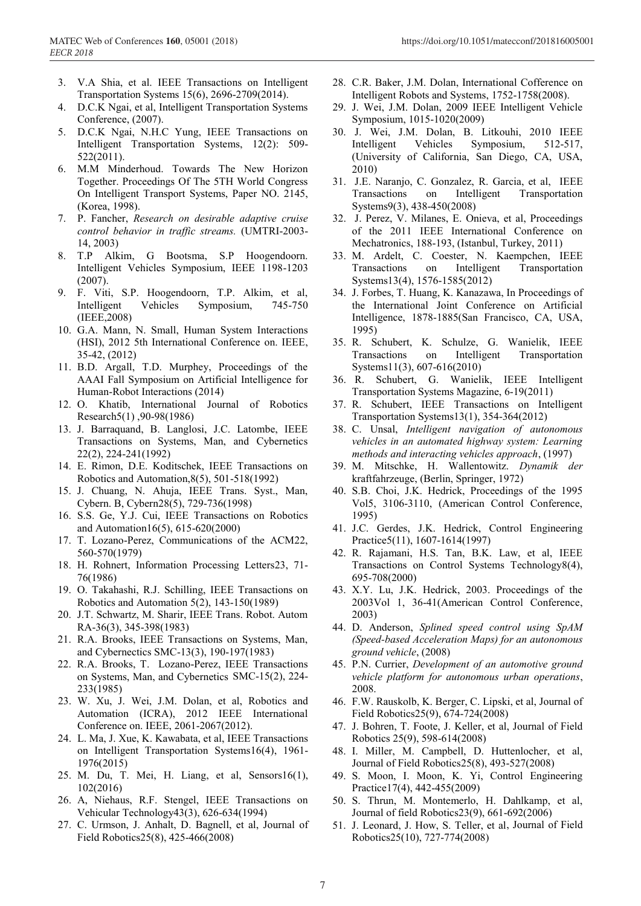3. V.A Shia, et al. IEEE Transactions on Intelligent Transportation Systems 15(6), 2696-2709(2014).
4. D.C.K Ngai, et al, Intelligent Transportation Systems Conference, (2007).
5. D.C.K Ngai, N.H.C Yung, IEEE Transactions on Intelligent Transportation Systems, 12(2): 509-522(2011).
6. M.M Minderhoud. Towards The New Horizon Together. Proceedings Of The 5TH World Congress On Intelligent Transport Systems, Paper NO. 2145, (Korea, 1998).
7. P. Fancher, *Research on desirable adaptive cruise control behavior in traffic streams.* (UMTRI-2003-14, 2003)
8. T.P Alkim, G Bootsma, S.P Hoogendoorn. Intelligent Vehicles Symposium, IEEE 1198-1203 (2007).
9. F. Viti, S.P. Hoogendoorn, T.P. Alkim, et al, Intelligent Vehicles Symposium, 745-750 (IEEE,2008)
10. G.A. Mann, N. Small, Human System Interactions (HSI), 2012 5th International Conference on. IEEE, 35-42, (2012)
11. B.D. Argall, T.D. Murphey, Proceedings of the AAAI Fall Symposium on Artificial Intelligence for Human-Robot Interactions (2014)
12. O. Khatib, International Journal of Robotics Research5(1) ,90-98(1986)
13. J. Barraquand, B. Langlosi, J.C. Latombe, IEEE Transactions on Systems, Man, and Cybernetics 22(2), 224-241(1992)
14. E. Rimon, D.E. Koditschek, IEEE Transactions on Robotics and Automation,8(5), 501-518(1992)
15. J. Chuang, N. Ahuja, IEEE Trans. Syst., Man, Cybern. B, Cybern28(5), 729-736(1998)
16. S.S. Ge, Y.J. Cui, IEEE Transactions on Robotics and Automation16(5), 615-620(2000)
17. T. Lozano-Perez, Communications of the ACM22, 560-570(1979)
18. H. Rohnert, Information Processing Letters23, 71-76(1986)
19. O. Takahashi, R.J. Schilling, IEEE Transactions on Robotics and Automation 5(2), 143-150(1989)
20. J.T. Schwartz, M. Sharir, IEEE Trans. Robot. Autom RA-36(3), 345-398(1983)
21. R.A. Brooks, IEEE Transactions on Systems, Man, and Cybernectics SMC-13(3), 190-197(1983)
22. R.A. Brooks, T. Lozano-Perez, IEEE Transactions on Systems, Man, and Cybernetics SMC-15(2), 224-233(1985)
23. W. Xu, J. Wei, J.M. Dolan, et al, Robotics and Automation (ICRA), 2012 IEEE International Conference on. IEEE, 2061-2067(2012).
24. L. Ma, J. Xue, K. Kawabata, et al, IEEE Transactions on Intelligent Transportation Systems16(4), 1961-1976(2015)
25. M. Du, T. Mei, H. Liang, et al, Sensors16(1), 102(2016)
26. A, Niehaus, R.F. Stengel, IEEE Transactions on Vehicular Technology43(3), 626-634(1994)
27. C. Urmson, J. Anhalt, D. Bagnell, et al, Journal of Field Robotics25(8), 425-466(2008)
28. C.R. Baker, J.M. Dolan, International Cofference on Intelligent Robots and Systems, 1752-1758(2008).
29. J. Wei, J.M. Dolan, 2009 IEEE Intelligent Vehicle Symposium, 1015-1020(2009)
30. J. Wei, J.M. Dolan, B. Litkouhi, 2010 IEEE Intelligent Vehicles Symposium, 512-517, (University of California, San Diego, CA, USA, 2010)
31. J.E. Naranjo, C. Gonzalez, R. Garcia, et al, IEEE Transactions on Intelligent Transportation Systems9(3), 438-450(2008)
32. J. Perez, V. Milanes, E. Onieva, et al, Proceedings of the 2011 IEEE International Conference on Mechatronics, 188-193, (Istanbul, Turkey, 2011)
33. M. Ardelt, C. Coester, N. Kaempchen, IEEE Transactions on Intelligent Transportation Systems13(4), 1576-1585(2012)
34. J. Forbes, T. Huang, K. Kanazawa, In Proceedings of the International Joint Conference on Artificial Intelligence, 1878-1885(San Francisco, CA, USA, 1995)
35. R. Schubert, K. Schulze, G. Wanielik, IEEE Transactions on Intelligent Transportation Systems11(3), 607-616(2010)
36. R. Schubert, G. Wanielik, IEEE Intelligent Transportation Systems Magazine, 6-19(2011)
37. R. Schubert, IEEE Transactions on Intelligent Transportation Systems13(1), 354-364(2012)
38. C. Unsal, *Intelligent navigation of autonomous vehicles in an automated highway system: Learning methods and interacting vehicles approach*, (1997)
39. M. Mitschke, H. Wallentowitz. *Dynamik der* kraftfahrzeuge, (Berlin, Springer, 1972)
40. S.B. Choi, J.K. Hedrick, Proceedings of the 1995 Vol5, 3106-3110, (American Control Conference, 1995)
41. J.C. Gerdes, J.K. Hedrick, Control Engineering Practice5(11), 1607-1614(1997)
42. R. Rajamani, H.S. Tan, B.K. Law, et al, IEEE Transactions on Control Systems Technology8(4), 695-708(2000)
43. X.Y. Lu, J.K. Hedrick, 2003. Proceedings of the 2003Vol 1, 36-41(American Control Conference, 2003)
44. D. Anderson, *Splined speed control using SpAM (Speed-based Acceleration Maps) for an autonomous ground vehicle*, (2008)
45. P.N. Currier, *Development of an automotive ground vehicle platform for autonomous urban operations*, 2008.
46. F.W. Rauskolb, K. Berger, C. Lipski, et al, Journal of Field Robotics25(9), 674-724(2008)
47. J. Bohren, T. Foote, J. Keller, et al, Journal of Field Robotics 25(9), 598-614(2008)
48. I. Miller, M. Campbell, D. Huttenlocher, et al, Journal of Field Robotics25(8), 493-527(2008)
49. S. Moon, I. Moon, K. Yi, Control Engineering Practice17(4), 442-455(2009)
50. S. Thrun, M. Montemerlo, H. Dahlkamp, et al, Journal of field Robotics23(9), 661-692(2006)
51. J. Leonard, J. How, S. Teller, et al, Journal of Field Robotics25(10), 727-774(2008)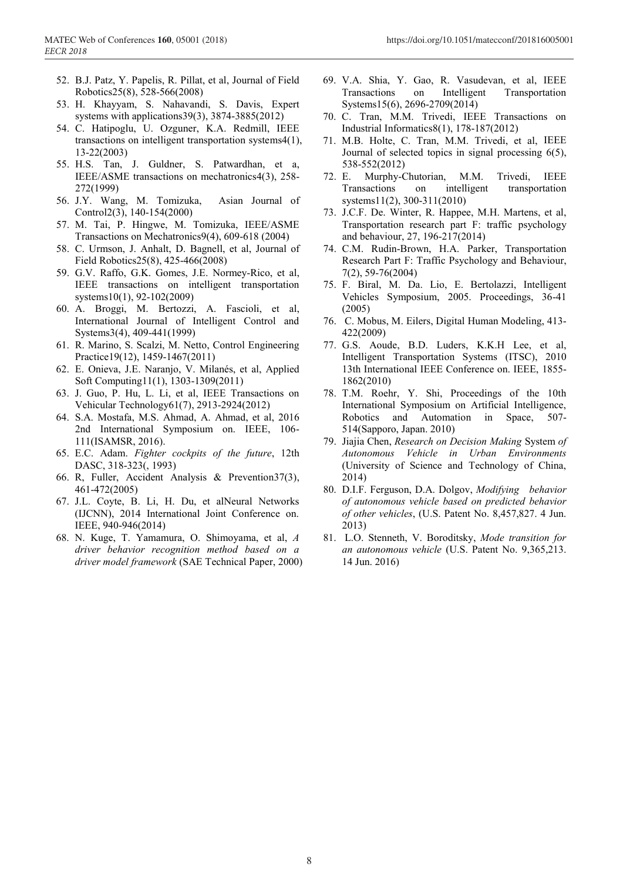52. B.J. Patz, Y. Papelis, R. Pillat, et al, Journal of Field Robotics25(8), 528-566(2008)
53. H. Khayyam, S. Nahavandi, S. Davis, Expert systems with applications39(3), 3874-3885(2012)
54. C. Hatipoglu, U. Ozguner, K.A. Redmill, IEEE transactions on intelligent transportation systems4(1), 13-22(2003)
55. H.S. Tan, J. Guldner, S. Patwardhan, et a, IEEE/ASME transactions on mechatronics4(3), 258-272(1999)
56. J.Y. Wang, M. Tomizuka, Asian Journal of Control2(3), 140-154(2000)
57. M. Tai, P. Hingwe, M. Tomizuka, IEEE/ASME Transactions on Mechatronics9(4), 609-618 (2004)
58. C. Urmson, J. Anhalt, D. Bagnell, et al, Journal of Field Robotics25(8), 425-466(2008)
59. G.V. Raffo, G.K. Gomes, J.E. Normey-Rico, et al, IEEE transactions on intelligent transportation systems10(1), 92-102(2009)
60. A. Broggi, M. Bertozzi, A. Fascioli, et al, International Journal of Intelligent Control and Systems3(4), 409-441(1999)
61. R. Marino, S. Scalzi, M. Netto, Control Engineering Practice19(12), 1459-1467(2011)
62. E. Onieva, J.E. Naranjo, V. Milanés, et al, Applied Soft Computing11(1), 1303-1309(2011)
63. J. Guo, P. Hu, L. Li, et al, IEEE Transactions on Vehicular Technology61(7), 2913-2924(2012)
64. S.A. Mostafa, M.S. Ahmad, A. Ahmad, et al, 2016 2nd International Symposium on. IEEE, 106-111(ISAMSR, 2016).
65. E.C. Adam. *Fighter cockpits of the future*, 12th DASC, 318-323(, 1993)
66. R, Fuller, Accident Analysis & Prevention37(3), 461-472(2005)
67. J.L. Coyte, B. Li, H. Du, et alNeural Networks (IJCNN), 2014 International Joint Conference on. IEEE, 940-946(2014)
68. N. Kuge, T. Yamamura, O. Shimoyama, et al, *A driver behavior recognition method based on a driver model framework* (SAE Technical Paper, 2000)
69. V.A. Shia, Y. Gao, R. Vasudevan, et al, IEEE Transactions on Intelligent Transportation Systems15(6), 2696-2709(2014)
70. C. Tran, M.M. Trivedi, IEEE Transactions on Industrial Informatics8(1), 178-187(2012)
71. M.B. Holte, C. Tran, M.M. Trivedi, et al, IEEE Journal of selected topics in signal processing 6(5), 538-552(2012)
72. E. Murphy-Chutorian, M.M. Trivedi, IEEE Transactions on intelligent transportation systems11(2), 300-311(2010)
73. J.C.F. De. Winter, R. Happee, M.H. Martens, et al, Transportation research part F: traffic psychology and behaviour, 27, 196-217(2014)
74. C.M. Rudin-Brown, H.A. Parker, Transportation Research Part F: Traffic Psychology and Behaviour, 7(2), 59-76(2004)
75. F. Biral, M. Da. Lio, E. Bertolazzi, Intelligent Vehicles Symposium, 2005. Proceedings, 36-41 (2005)
76. C. Mobus, M. Eilers, Digital Human Modeling, 413-422(2009)
77. G.S. Aoude, B.D. Luders, K.K.H Lee, et al, Intelligent Transportation Systems (ITSC), 2010 13th International IEEE Conference on. IEEE, 1855-1862(2010)
78. T.M. Roehr, Y. Shi, Proceedings of the 10th International Symposium on Artificial Intelligence, Robotics and Automation in Space, 507-514(Sapporo, Japan. 2010)
79. Jiajia Chen, *Research on Decision Making* System *of Autonomous Vehicle in Urban Environments* (University of Science and Technology of China, 2014)
80. D.I.F. Ferguson, D.A. Dolgov, *Modifying behavior of autonomous vehicle based on predicted behavior of other vehicles*, (U.S. Patent No. 8,457,827. 4 Jun. 2013)
81. L.O. Stenneth, V. Boroditsky, *Mode transition for an autonomous vehicle* (U.S. Patent No. 9,365,213. 14 Jun. 2016)